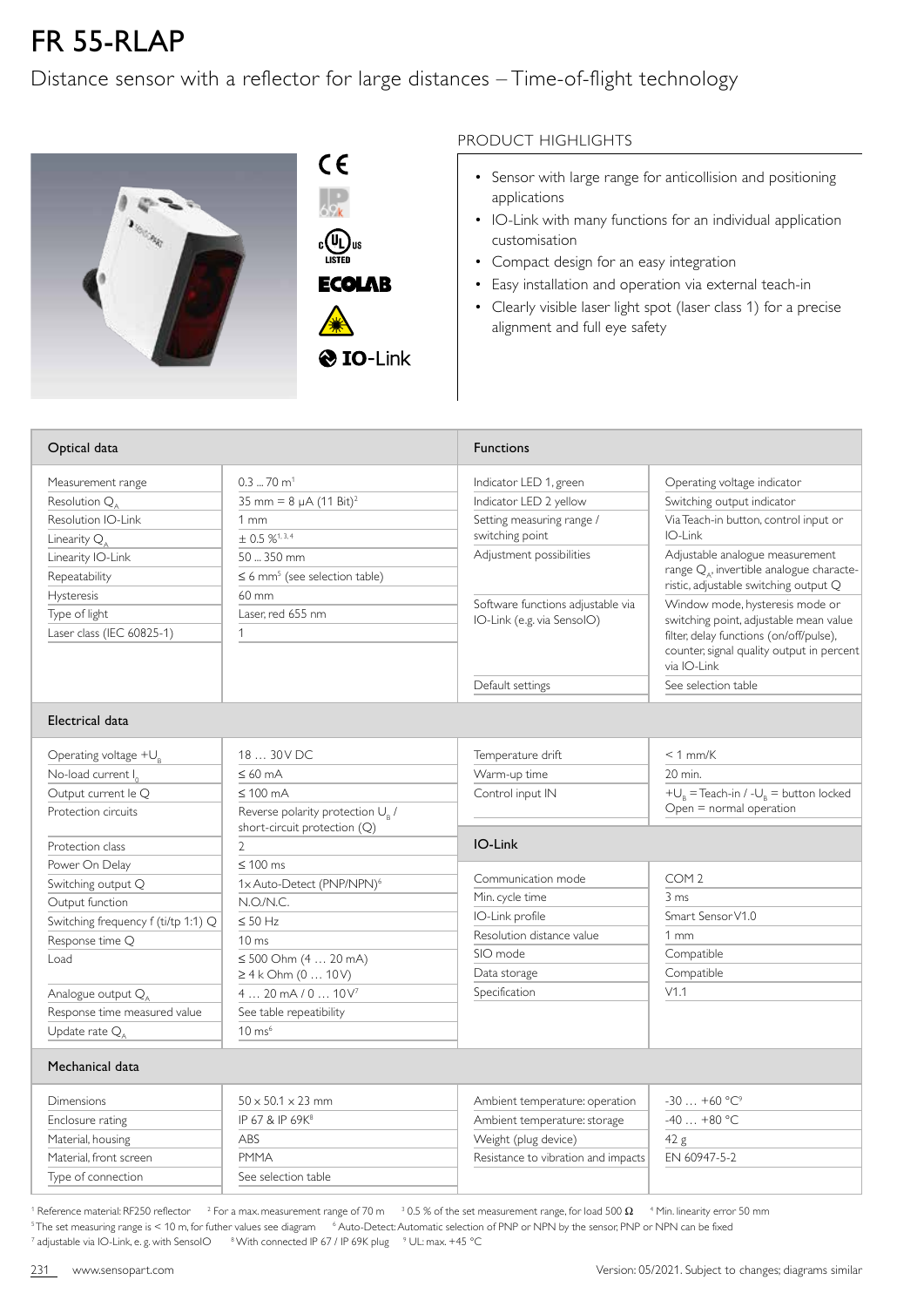# FR 55-RLAP

Distance sensor with a reflector for large distances – Time-of-flight technology

## PRODUCT HIGHLIGHTS

- Sensor with large range for anticollision and positioning applications
- IO-Link with many functions for an individual application customisation
- Compact design for an easy integration
- Easy installation and operation via external teach-in
- Clearly visible laser light spot (laser class 1) for a precise alignment and full eye safety

## Optical data

| | |
|---|---|
| Measurement range | 0.3 ... 70 m[1] |
| Resolution $Q_A$ | 35 mm = 8 µA (11 Bit)[2] |
| Resolution IO-Link | 1 mm |
| Linearity $Q_A$ | ± 0.5 %[1,3,4] |
| Linearity IO-Link | 50 ... 350 mm |
| Repeatability | ≤ 6 mm[5] (see selection table) |
| Hysteresis | 60 mm |
| Type of light | Laser, red 655 nm |
| Laser class (IEC 60825-1) | 1 |

## Functions

| | |
|---|---|
| Indicator LED 1, green | Operating voltage indicator |
| Indicator LED 2 yellow | Switching output indicator |
| Setting measuring range / switching point | Via Teach-in button, control input or IO-Link |
| Adjustment possibilities | Adjustable analogue measurement range $Q_A$, invertible analogue characteristic, adjustable switching output Q |
| Software functions adjustable via IO-Link (e.g. via SensoIO) | Window mode, hysteresis mode or switching point, adjustable mean value filter, delay functions (on/off/pulse), counter, signal quality output in percent via IO-Link |
| Default settings | See selection table |

## Electrical data

| | |
|---|---|
| Operating voltage $+U_B$ | 18 … 30 V DC |
| No-load current $I_0$ | ≤ 60 mA |
| Output current Ie Q | ≤ 100 mA |
| Protection circuits | Reverse polarity protection $U_B$ / short-circuit protection (Q) |
| Protection class | 2 |
| Power On Delay | ≤ 100 ms |
| Switching output Q | 1x Auto-Detect (PNP/NPN)[6] |
| Output function | N.O./N.C. |
| Switching frequency f (ti/tp 1:1) Q | ≤ 50 Hz |
| Response time Q | 10 ms |
| Load | ≤ 500 Ohm (4 … 20 mA) ≥ 4 k Ohm (0 … 10 V) |
| Analogue output $Q_A$ | 4 … 20 mA / 0 … 10 V[7] |
| Response time measured value | See table repeatibility |
| Update rate $Q_A$ | 10 ms[6] |

| | |
|---|---|
| Temperature drift | < 1 mm/K |
| Warm-up time | 20 min. |
| Control input IN | $+U_B$ = Teach-in / $-U_B$ = button locked Open = normal operation |

## IO-Link

| | |
|---|---|
| Communication mode | COM 2 |
| Min. cycle time | 3 ms |
| IO-Link profile | Smart Sensor V1.0 |
| Resolution distance value | 1 mm |
| SIO mode | Compatible |
| Data storage | Compatible |
| Specification | V1.1 |

## Mechanical data

| | |
|---|---|
| Dimensions | 50 x 50.1 x 23 mm |
| Enclosure rating | IP 67 & IP 69K[8] |
| Material, housing | ABS |
| Material, front screen | PMMA |
| Type of connection | See selection table |
| Ambient temperature: operation | -30 … +60 °C[9] |
| Ambient temperature: storage | -40 … +80 °C |
| Weight (plug device) | 42 g |
| Resistance to vibration and impacts | EN 60947-5-2 |

[1] Reference material: RF250 reflector [2] For a max. measurement range of 70 m [3] 0.5 % of the set measurement range, for load 500 Ω [4] Min. linearity error 50 mm
[5] The set measuring range is < 10 m, for futher values see diagram [6] Auto-Detect: Automatic selection of PNP or NPN by the sensor, PNP or NPN can be fixed
[7] adjustable via IO-Link, e. g. with SensoIO [8] With connected IP 67 / IP 69K plug [9] UL: max. +45 °C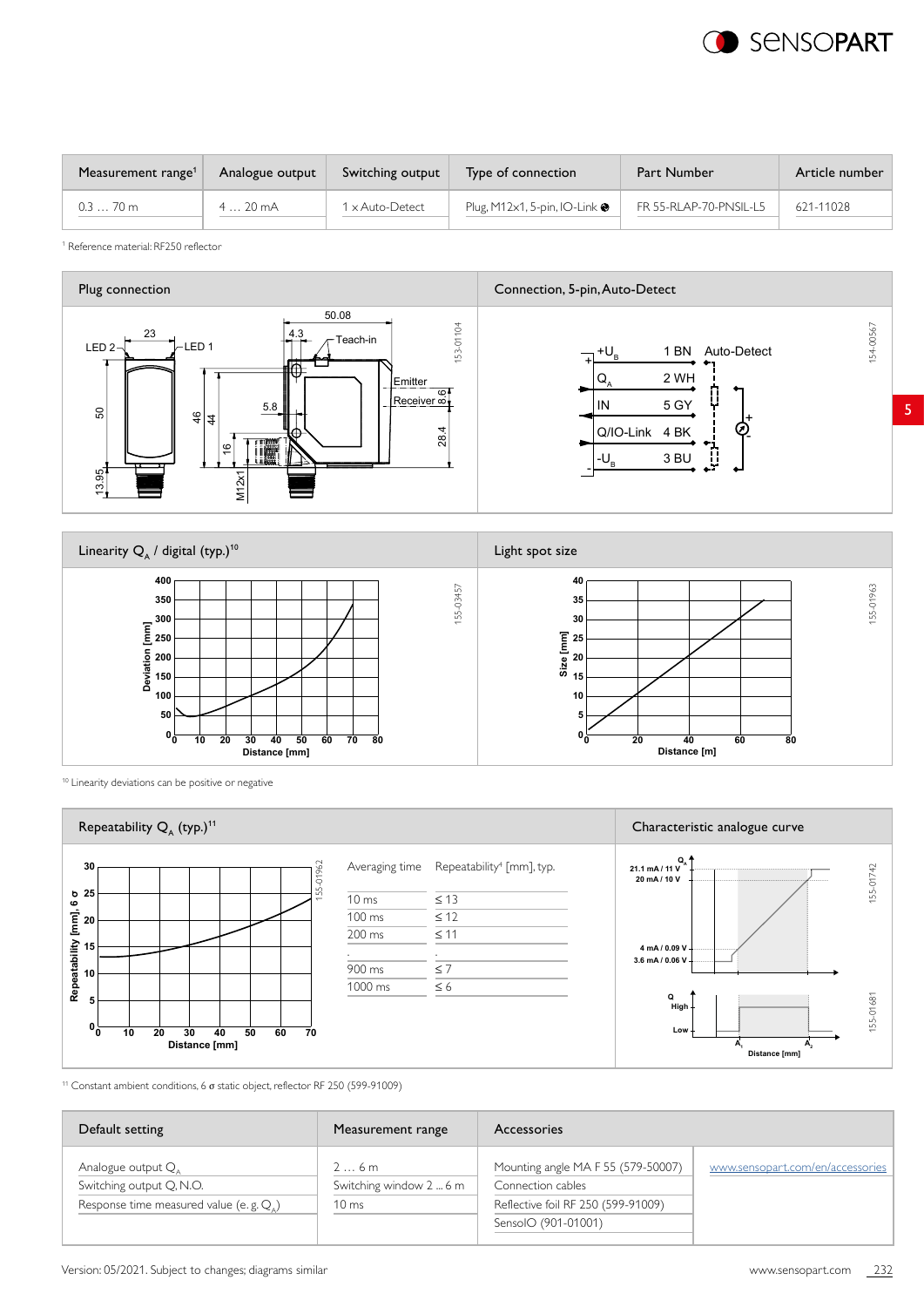| Measurement range[1] | Analogue output | Switching output | Type of connection | Part Number | Article number |
|---|---|---|---|---|---|
| 0.3 … 70 m | 4 … 20 mA | 1 x Auto-Detect | Plug, M12x1, 5-pin, IO-Link | FR 55-RLAP-70-PNSIL-L5 | 621-11028 |

[1] Reference material: RF250 reflector

## Plug connection

50.08
23
4.3
LED 2
LED 1
Teach-in
Emitter
Receiver
8.6
50
46
44
5.8
28.4
16
13.95
M12x1
153-01104

## Connection, 5-pin, Auto-Detect

+$U_B$ 1 BN Auto-Detect
$Q_A$ 2 WH
IN 5 GY
Q/IO-Link 4 BK
-$U_B$ 3 BU
154-00567

## Linearity $Q_A$ / digital (typ.)[10]

Deviation [mm]
400
350
300
250
200
150
100
50
0
0 10 20 30 40 50 60 70 80
Distance [mm]
155-03457

## Light spot size

Size [mm]
40
35
30
25
20
15
10
5
0
0 20 40 60 80
Distance [m]
155-01963

[10] Linearity deviations can be positive or negative

## Repeatability $Q_A$ (typ.)[11]

Repeatability [mm], 6 σ
30
25
20
15
10
5
0
0 10 20 30 40 50 60 70
Distance [mm]
155-01962

| Averaging time | Repeatability[4] [mm], typ. |
|---|---|
| 10 ms | ≤ 13 |
| 100 ms | ≤ 12 |
| 200 ms | ≤ 11 |
| . | . |
| 900 ms | ≤ 7 |
| 1000 ms | ≤ 6 |

## Characteristic analogue curve

$Q_A$
21.1 mA / 11 V
20 mA / 10 V
4 mA / 0.09 V
3.6 mA / 0.06 V
155-01742

Q
High
Low
$A_1$
$A_2$
Distance [mm]
155-01681

[11] Constant ambient conditions, 6 σ static object, reflector RF 250 (599-91009)

| Default setting | Measurement range | Accessories | |
|---|---|---|---|
| Analogue output $Q_A$ | 2 … 6 m | Mounting angle MA F 55 (579-50007) | www.sensopart.com/en/accessories |
| Switching output Q, N.O. | Switching window 2 ... 6 m | Connection cables | |
| Response time measured value (e. g. $Q_A$) | 10 ms | Reflective foil RF 250 (599-91009) | |
| | | SensoIO (901-01001) | |

Version: 05/2021. Subject to changes; diagrams similar